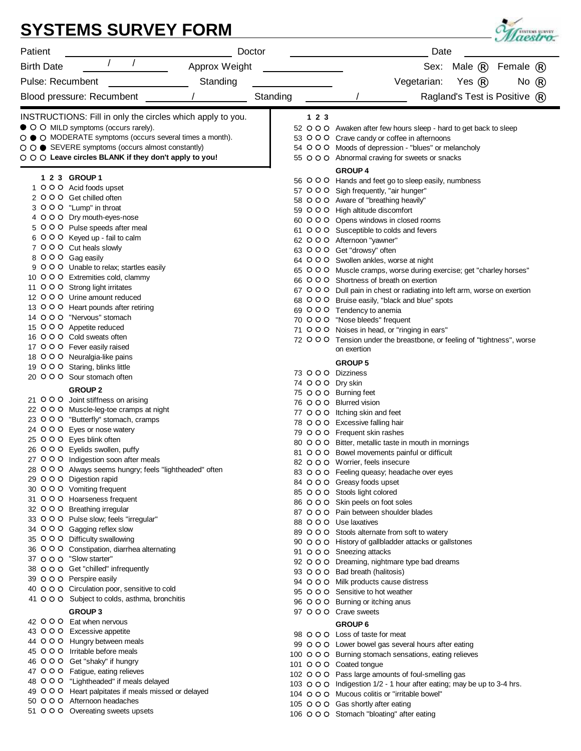# SYSTEMS SURVEY FORM

Patient ______________________ Doctor ______________________ Date ____________

Birth Date ____/____/____ Approx Weight ______________ Sex: Male ® Female ®

Pulse: Recumbent ______________ Standing ______________ Vegetarian: Yes ® No ®

Blood pressure: Recumbent ______/______ Standing ______/______ Ragland's Test is Positive ®

INSTRUCTIONS: Fill in only the circles which apply to you.

- ● ○ ○ MILD symptoms (occurs rarely).
- ○ ● ○ MODERATE symptoms (occurs several times a month).
- ○ ○ ● SEVERE symptoms (occurs almost constantly)
- ○ ○ ○ **Leave circles BLANK if they don't apply to you!**

### GROUP 1

| # | 1 | 2 | 3 | Symptom |
|---|---|---|---|---|
| 1 | O | O | O | Acid foods upset |
| 2 | O | O | O | Get chilled often |
| 3 | O | O | O | "Lump" in throat |
| 4 | O | O | O | Dry mouth-eyes-nose |
| 5 | O | O | O | Pulse speeds after meal |
| 6 | O | O | O | Keyed up - fail to calm |
| 7 | O | O | O | Cut heals slowly |
| 8 | O | O | O | Gag easily |
| 9 | O | O | O | Unable to relax; startles easily |
| 10 | O | O | O | Extremities cold, clammy |
| 11 | O | O | O | Strong light irritates |
| 12 | O | O | O | Urine amount reduced |
| 13 | O | O | O | Heart pounds after retiring |
| 14 | O | O | O | "Nervous" stomach |
| 15 | O | O | O | Appetite reduced |
| 16 | O | O | O | Cold sweats often |
| 17 | O | O | O | Fever easily raised |
| 18 | O | O | O | Neuralgia-like pains |
| 19 | O | O | O | Staring, blinks little |
| 20 | O | O | O | Sour stomach often |

### GROUP 2

| # | 1 | 2 | 3 | Symptom |
|---|---|---|---|---|
| 21 | O | O | O | Joint stiffness on arising |
| 22 | O | O | O | Muscle-leg-toe cramps at night |
| 23 | O | O | O | "Butterfly" stomach, cramps |
| 24 | O | O | O | Eyes or nose watery |
| 25 | O | O | O | Eyes blink often |
| 26 | O | O | O | Eyelids swollen, puffy |
| 27 | O | O | O | Indigestion soon after meals |
| 28 | O | O | O | Always seems hungry; feels "lightheaded" often |
| 29 | O | O | O | Digestion rapid |
| 30 | O | O | O | Vomiting frequent |
| 31 | O | O | O | Hoarseness frequent |
| 32 | O | O | O | Breathing irregular |
| 33 | O | O | O | Pulse slow; feels "irregular" |
| 34 | O | O | O | Gagging reflex slow |
| 35 | O | O | O | Difficulty swallowing |
| 36 | O | O | O | Constipation, diarrhea alternating |
| 37 | O | O | O | "Slow starter" |
| 38 | O | O | O | Get "chilled" infrequently |
| 39 | O | O | O | Perspire easily |
| 40 | O | O | O | Circulation poor, sensitive to cold |
| 41 | O | O | O | Subject to colds, asthma, bronchitis |

### GROUP 3

| # | 1 | 2 | 3 | Symptom |
|---|---|---|---|---|
| 42 | O | O | O | Eat when nervous |
| 43 | O | O | O | Excessive appetite |
| 44 | O | O | O | Hungry between meals |
| 45 | O | O | O | Irritable before meals |
| 46 | O | O | O | Get "shaky" if hungry |
| 47 | O | O | O | Fatigue, eating relieves |
| 48 | O | O | O | "Lightheaded" if meals delayed |
| 49 | O | O | O | Heart palpitates if meals missed or delayed |
| 50 | O | O | O | Afternoon headaches |
| 51 | O | O | O | Overeating sweets upsets |
| 52 | O | O | O | Awaken after few hours sleep - hard to get back to sleep |
| 53 | O | O | O | Crave candy or coffee in afternoons |
| 54 | O | O | O | Moods of depression - "blues" or melancholy |
| 55 | O | O | O | Abnormal craving for sweets or snacks |

### GROUP 4

| # | 1 | 2 | 3 | Symptom |
|---|---|---|---|---|
| 56 | O | O | O | Hands and feet go to sleep easily, numbness |
| 57 | O | O | O | Sigh frequently, "air hunger" |
| 58 | O | O | O | Aware of "breathing heavily" |
| 59 | O | O | O | High altitude discomfort |
| 60 | O | O | O | Opens windows in closed rooms |
| 61 | O | O | O | Susceptible to colds and fevers |
| 62 | O | O | O | Afternoon "yawner" |
| 63 | O | O | O | Get "drowsy" often |
| 64 | O | O | O | Swollen ankles, worse at night |
| 65 | O | O | O | Muscle cramps, worse during exercise; get "charley horses" |
| 66 | O | O | O | Shortness of breath on exertion |
| 67 | O | O | O | Dull pain in chest or radiating into left arm, worse on exertion |
| 68 | O | O | O | Bruise easily, "black and blue" spots |
| 69 | O | O | O | Tendency to anemia |
| 70 | O | O | O | "Nose bleeds" frequent |
| 71 | O | O | O | Noises in head, or "ringing in ears" |
| 72 | O | O | O | Tension under the breastbone, or feeling of "tightness", worse on exertion |

### GROUP 5

| # | 1 | 2 | 3 | Symptom |
|---|---|---|---|---|
| 73 | O | O | O | Dizziness |
| 74 | O | O | O | Dry skin |
| 75 | O | O | O | Burning feet |
| 76 | O | O | O | Blurred vision |
| 77 | O | O | O | Itching skin and feet |
| 78 | O | O | O | Excessive falling hair |
| 79 | O | O | O | Frequent skin rashes |
| 80 | O | O | O | Bitter, metallic taste in mouth in mornings |
| 81 | O | O | O | Bowel movements painful or difficult |
| 82 | O | O | O | Worrier, feels insecure |
| 83 | O | O | O | Feeling queasy; headache over eyes |
| 84 | O | O | O | Greasy foods upset |
| 85 | O | O | O | Stools light colored |
| 86 | O | O | O | Skin peels on foot soles |
| 87 | O | O | O | Pain between shoulder blades |
| 88 | O | O | O | Use laxatives |
| 89 | O | O | O | Stools alternate from soft to watery |
| 90 | O | O | O | History of gallbladder attacks or gallstones |
| 91 | O | O | O | Sneezing attacks |
| 92 | O | O | O | Dreaming, nightmare type bad dreams |
| 93 | O | O | O | Bad breath (halitosis) |
| 94 | O | O | O | Milk products cause distress |
| 95 | O | O | O | Sensitive to hot weather |
| 96 | O | O | O | Burning or itching anus |
| 97 | O | O | O | Crave sweets |

### GROUP 6

| # | 1 | 2 | 3 | Symptom |
|---|---|---|---|---|
| 98 | O | O | O | Loss of taste for meat |
| 99 | O | O | O | Lower bowel gas several hours after eating |
| 100 | O | O | O | Burning stomach sensations, eating relieves |
| 101 | O | O | O | Coated tongue |
| 102 | O | O | O | Pass large amounts of foul-smelling gas |
| 103 | O | O | O | Indigestion 1/2 - 1 hour after eating; may be up to 3-4 hrs. |
| 104 | O | O | O | Mucous colitis or "irritable bowel" |
| 105 | O | O | O | Gas shortly after eating |
| 106 | O | O | O | Stomach "bloating" after eating |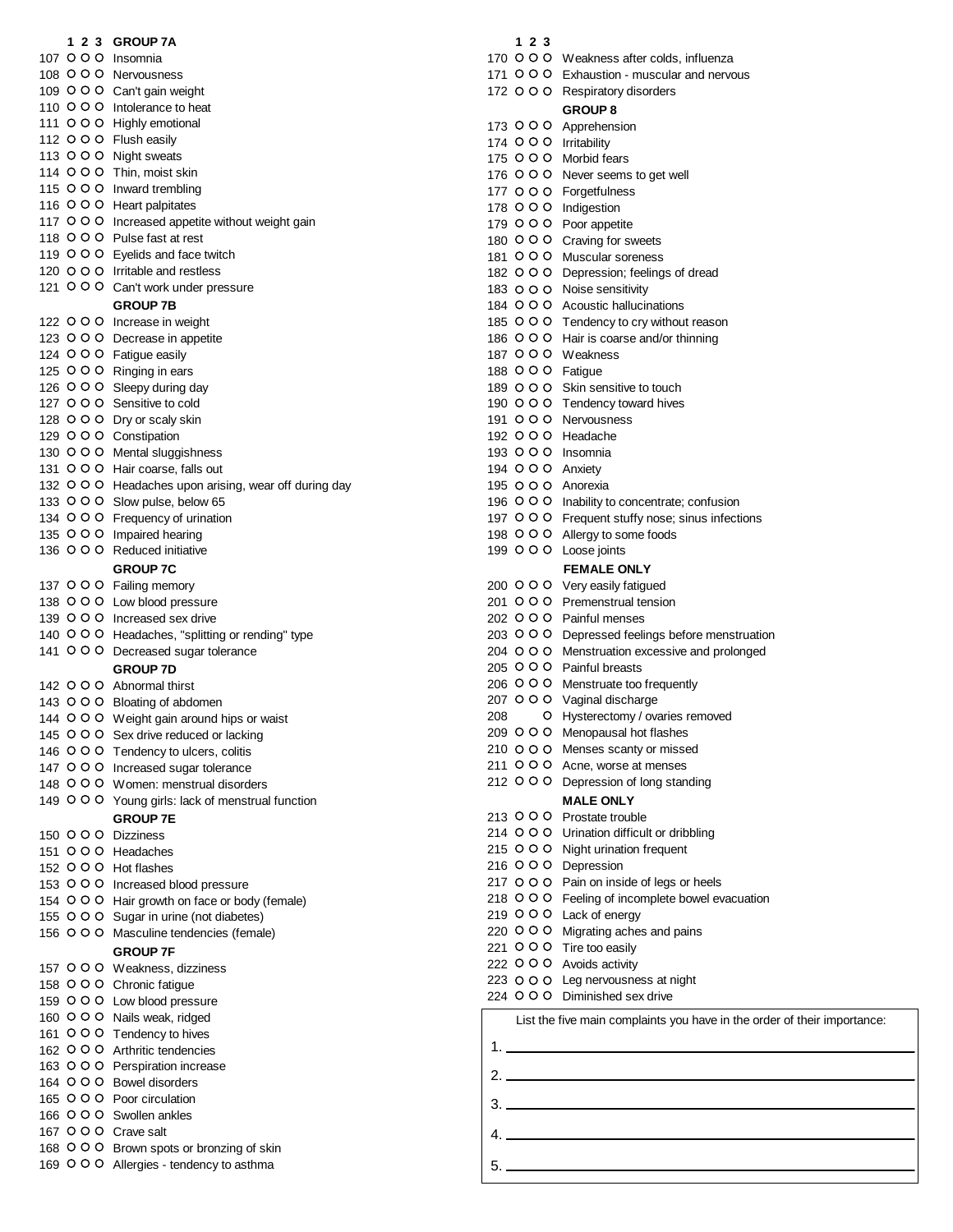| | 1 | 2 | 3 | GROUP 7A |
|---|---|---|---|---|
| 107 | O | O | O | Insomnia |
| 108 | O | O | O | Nervousness |
| 109 | O | O | O | Can't gain weight |
| 110 | O | O | O | Intolerance to heat |
| 111 | O | O | O | Highly emotional |
| 112 | O | O | O | Flush easily |
| 113 | O | O | O | Night sweats |
| 114 | O | O | O | Thin, moist skin |
| 115 | O | O | O | Inward trembling |
| 116 | O | O | O | Heart palpitates |
| 117 | O | O | O | Increased appetite without weight gain |
| 118 | O | O | O | Pulse fast at rest |
| 119 | O | O | O | Eyelids and face twitch |
| 120 | O | O | O | Irritable and restless |
| 121 | O | O | O | Can't work under pressure |
| | | | | **GROUP 7B** |
| 122 | O | O | O | Increase in weight |
| 123 | O | O | O | Decrease in appetite |
| 124 | O | O | O | Fatigue easily |
| 125 | O | O | O | Ringing in ears |
| 126 | O | O | O | Sleepy during day |
| 127 | O | O | O | Sensitive to cold |
| 128 | O | O | O | Dry or scaly skin |
| 129 | O | O | O | Constipation |
| 130 | O | O | O | Mental sluggishness |
| 131 | O | O | O | Hair coarse, falls out |
| 132 | O | O | O | Headaches upon arising, wear off during day |
| 133 | O | O | O | Slow pulse, below 65 |
| 134 | O | O | O | Frequency of urination |
| 135 | O | O | O | Impaired hearing |
| 136 | O | O | O | Reduced initiative |
| | | | | **GROUP 7C** |
| 137 | O | O | O | Failing memory |
| 138 | O | O | O | Low blood pressure |
| 139 | O | O | O | Increased sex drive |
| 140 | O | O | O | Headaches, "splitting or rending" type |
| 141 | O | O | O | Decreased sugar tolerance |
| | | | | **GROUP 7D** |
| 142 | O | O | O | Abnormal thirst |
| 143 | O | O | O | Bloating of abdomen |
| 144 | O | O | O | Weight gain around hips or waist |
| 145 | O | O | O | Sex drive reduced or lacking |
| 146 | O | O | O | Tendency to ulcers, colitis |
| 147 | O | O | O | Increased sugar tolerance |
| 148 | O | O | O | Women: menstrual disorders |
| 149 | O | O | O | Young girls: lack of menstrual function |
| | | | | **GROUP 7E** |
| 150 | O | O | O | Dizziness |
| 151 | O | O | O | Headaches |
| 152 | O | O | O | Hot flashes |
| 153 | O | O | O | Increased blood pressure |
| 154 | O | O | O | Hair growth on face or body (female) |
| 155 | O | O | O | Sugar in urine (not diabetes) |
| 156 | O | O | O | Masculine tendencies (female) |
| | | | | **GROUP 7F** |
| 157 | O | O | O | Weakness, dizziness |
| 158 | O | O | O | Chronic fatigue |
| 159 | O | O | O | Low blood pressure |
| 160 | O | O | O | Nails weak, ridged |
| 161 | O | O | O | Tendency to hives |
| 162 | O | O | O | Arthritic tendencies |
| 163 | O | O | O | Perspiration increase |
| 164 | O | O | O | Bowel disorders |
| 165 | O | O | O | Poor circulation |
| 166 | O | O | O | Swollen ankles |
| 167 | O | O | O | Crave salt |
| 168 | O | O | O | Brown spots or bronzing of skin |
| 169 | O | O | O | Allergies - tendency to asthma |
| 170 | O | O | O | Weakness after colds, influenza |
| 171 | O | O | O | Exhaustion - muscular and nervous |
| 172 | O | O | O | Respiratory disorders |
| | | | | **GROUP 8** |
| 173 | O | O | O | Apprehension |
| 174 | O | O | O | Irritability |
| 175 | O | O | O | Morbid fears |
| 176 | O | O | O | Never seems to get well |
| 177 | O | O | O | Forgetfulness |
| 178 | O | O | O | Indigestion |
| 179 | O | O | O | Poor appetite |
| 180 | O | O | O | Craving for sweets |
| 181 | O | O | O | Muscular soreness |
| 182 | O | O | O | Depression; feelings of dread |
| 183 | O | O | O | Noise sensitivity |
| 184 | O | O | O | Acoustic hallucinations |
| 185 | O | O | O | Tendency to cry without reason |
| 186 | O | O | O | Hair is coarse and/or thinning |
| 187 | O | O | O | Weakness |
| 188 | O | O | O | Fatigue |
| 189 | O | O | O | Skin sensitive to touch |
| 190 | O | O | O | Tendency toward hives |
| 191 | O | O | O | Nervousness |
| 192 | O | O | O | Headache |
| 193 | O | O | O | Insomnia |
| 194 | O | O | O | Anxiety |
| 195 | O | O | O | Anorexia |
| 196 | O | O | O | Inability to concentrate; confusion |
| 197 | O | O | O | Frequent stuffy nose; sinus infections |
| 198 | O | O | O | Allergy to some foods |
| 199 | O | O | O | Loose joints |
| | | | | **FEMALE ONLY** |
| 200 | O | O | O | Very easily fatigued |
| 201 | O | O | O | Premenstrual tension |
| 202 | O | O | O | Painful menses |
| 203 | O | O | O | Depressed feelings before menstruation |
| 204 | O | O | O | Menstruation excessive and prolonged |
| 205 | O | O | O | Painful breasts |
| 206 | O | O | O | Menstruate too frequently |
| 207 | O | O | O | Vaginal discharge |
| 208 | | | O | Hysterectomy / ovaries removed |
| 209 | O | O | O | Menopausal hot flashes |
| 210 | O | O | O | Menses scanty or missed |
| 211 | O | O | O | Acne, worse at menses |
| 212 | O | O | O | Depression of long standing |
| | | | | **MALE ONLY** |
| 213 | O | O | O | Prostate trouble |
| 214 | O | O | O | Urination difficult or dribbling |
| 215 | O | O | O | Night urination frequent |
| 216 | O | O | O | Depression |
| 217 | O | O | O | Pain on inside of legs or heels |
| 218 | O | O | O | Feeling of incomplete bowel evacuation |
| 219 | O | O | O | Lack of energy |
| 220 | O | O | O | Migrating aches and pains |
| 221 | O | O | O | Tire too easily |
| 222 | O | O | O | Avoids activity |
| 223 | O | O | O | Leg nervousness at night |
| 224 | O | O | O | Diminished sex drive |

List the five main complaints you have in the order of their importance:

1. ______________________________

2. ______________________________

3. ______________________________

4. ______________________________

5. ______________________________